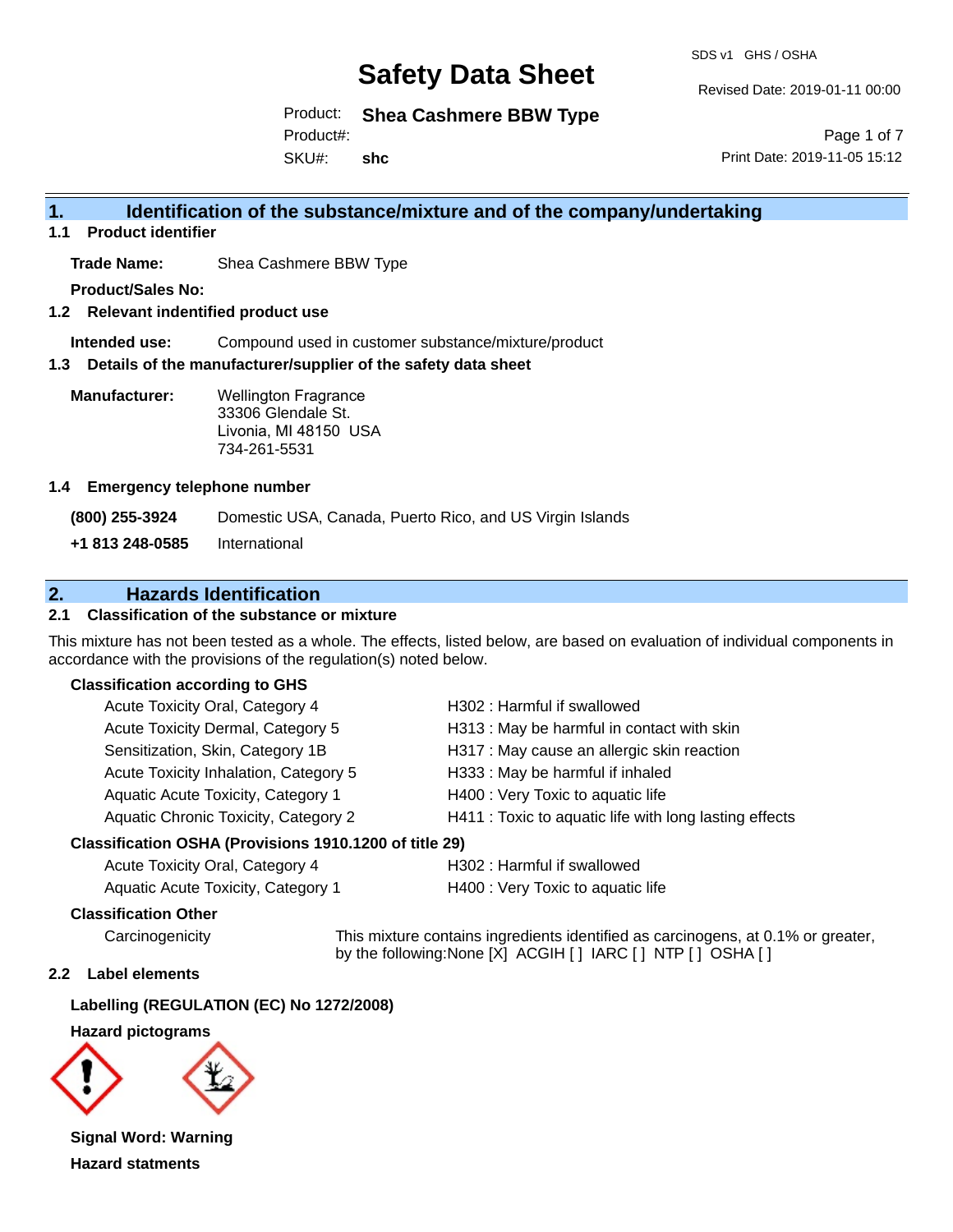# Safety Data Sheet

SDS v1 GHS / OSHA

Revised Date: 2019-01-11 00:00

Product: **Shea Cashmere BBW Type**

Product#:

SKU#: **shc**

Print Date: 2019-11-05 15:12

## 1. Identification of the substance/mixture and of the company/undertaking

### 1.1 Product identifier

**Trade Name:** Shea Cashmere BBW Type

**Product/Sales No:**

### 1.2 Relevant identified product use

**Intended use:** Compound used in customer substance/mixture/product

### 1.3 Details of the manufacturer/supplier of the safety data sheet

**Manufacturer:** Wellington Fragrance
33306 Glendale St.
Livonia, MI 48150 USA
734-261-5531

### 1.4 Emergency telephone number

**(800) 255-3924** Domestic USA, Canada, Puerto Rico, and US Virgin Islands

**+1 813 248-0585** International

## 2. Hazards Identification

### 2.1 Classification of the substance or mixture

This mixture has not been tested as a whole. The effects, listed below, are based on evaluation of individual components in accordance with the provisions of the regulation(s) noted below.

**Classification according to GHS**

| | |
|---|---|
| Acute Toxicity Oral, Category 4 | H302 : Harmful if swallowed |
| Acute Toxicity Dermal, Category 5 | H313 : May be harmful in contact with skin |
| Sensitization, Skin, Category 1B | H317 : May cause an allergic skin reaction |
| Acute Toxicity Inhalation, Category 5 | H333 : May be harmful if inhaled |
| Aquatic Acute Toxicity, Category 1 | H400 : Very Toxic to aquatic life |
| Aquatic Chronic Toxicity, Category 2 | H411 : Toxic to aquatic life with long lasting effects |

**Classification OSHA (Provisions 1910.1200 of title 29)**

| | |
|---|---|
| Acute Toxicity Oral, Category 4 | H302 : Harmful if swallowed |
| Aquatic Acute Toxicity, Category 1 | H400 : Very Toxic to aquatic life |

**Classification Other**

Carcinogenicity: This mixture contains ingredients identified as carcinogens, at 0.1% or greater, by the following:None [X] ACGIH [ ] IARC [ ] NTP [ ] OSHA [ ]

### 2.2 Label elements

**Labelling (REGULATION (EC) No 1272/2008)**

**Hazard pictograms**

**Signal Word: Warning**

**Hazard statments**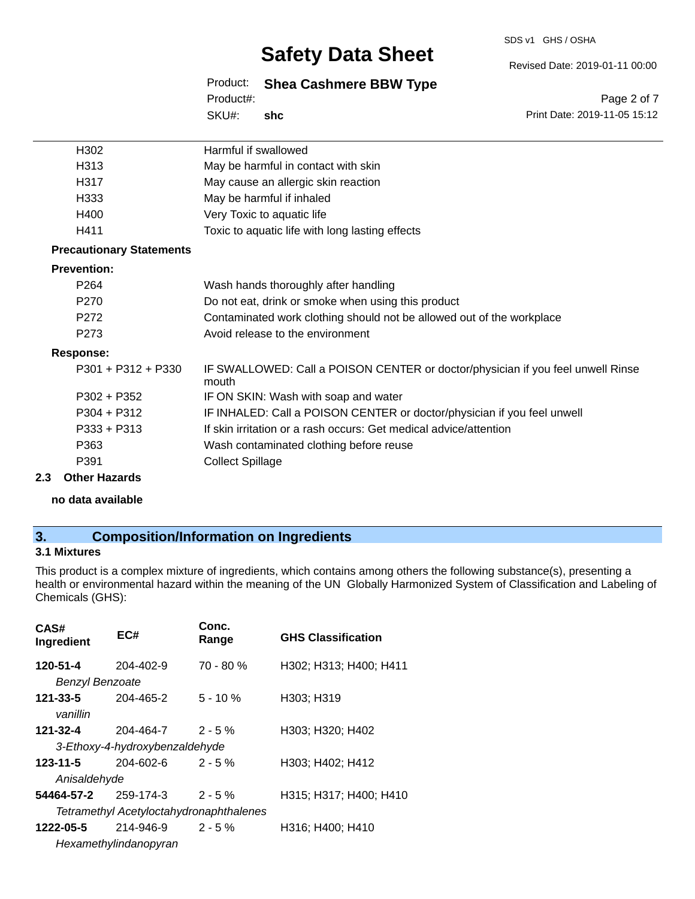| | |
|---|---|
| H302 | Harmful if swallowed |
| H313 | May be harmful in contact with skin |
| H317 | May cause an allergic skin reaction |
| H333 | May be harmful if inhaled |
| H400 | Very Toxic to aquatic life |
| H411 | Toxic to aquatic life with long lasting effects |

**Precautionary Statements**

**Prevention:**

| | |
|---|---|
| P264 | Wash hands thoroughly after handling |
| P270 | Do not eat, drink or smoke when using this product |
| P272 | Contaminated work clothing should not be allowed out of the workplace |
| P273 | Avoid release to the environment |

**Response:**

| | |
|---|---|
| P301 + P312 + P330 | IF SWALLOWED: Call a POISON CENTER or doctor/physician if you feel unwell Rinse mouth |
| P302 + P352 | IF ON SKIN: Wash with soap and water |
| P304 + P312 | IF INHALED: Call a POISON CENTER or doctor/physician if you feel unwell |
| P333 + P313 | If skin irritation or a rash occurs: Get medical advice/attention |
| P363 | Wash contaminated clothing before reuse |
| P391 | Collect Spillage |

**2.3 Other Hazards**

**no data available**

## 3. Composition/Information on Ingredients

### 3.1 Mixtures

This product is a complex mixture of ingredients, which contains among others the following substance(s), presenting a health or environmental hazard within the meaning of the UN Globally Harmonized System of Classification and Labeling of Chemicals (GHS):

| CAS# Ingredient | EC# | Conc. Range | GHS Classification |
|---|---|---|---|
| **120-51-4** | 204-402-9 | 70 - 80 % | H302; H313; H400; H411 |
| *Benzyl Benzoate* | | | |
| **121-33-5** | 204-465-2 | 5 - 10 % | H303; H319 |
| *vanillin* | | | |
| **121-32-4** | 204-464-7 | 2 - 5 % | H303; H320; H402 |
| *3-Ethoxy-4-hydroxybenzaldehyde* | | | |
| **123-11-5** | 204-602-6 | 2 - 5 % | H303; H402; H412 |
| *Anisaldehyde* | | | |
| **54464-57-2** | 259-174-3 | 2 - 5 % | H315; H317; H400; H410 |
| *Tetramethyl Acetyloctahydronaphthalenes* | | | |
| **1222-05-5** | 214-946-9 | 2 - 5 % | H316; H400; H410 |
| *Hexamethylindanopyran* | | | |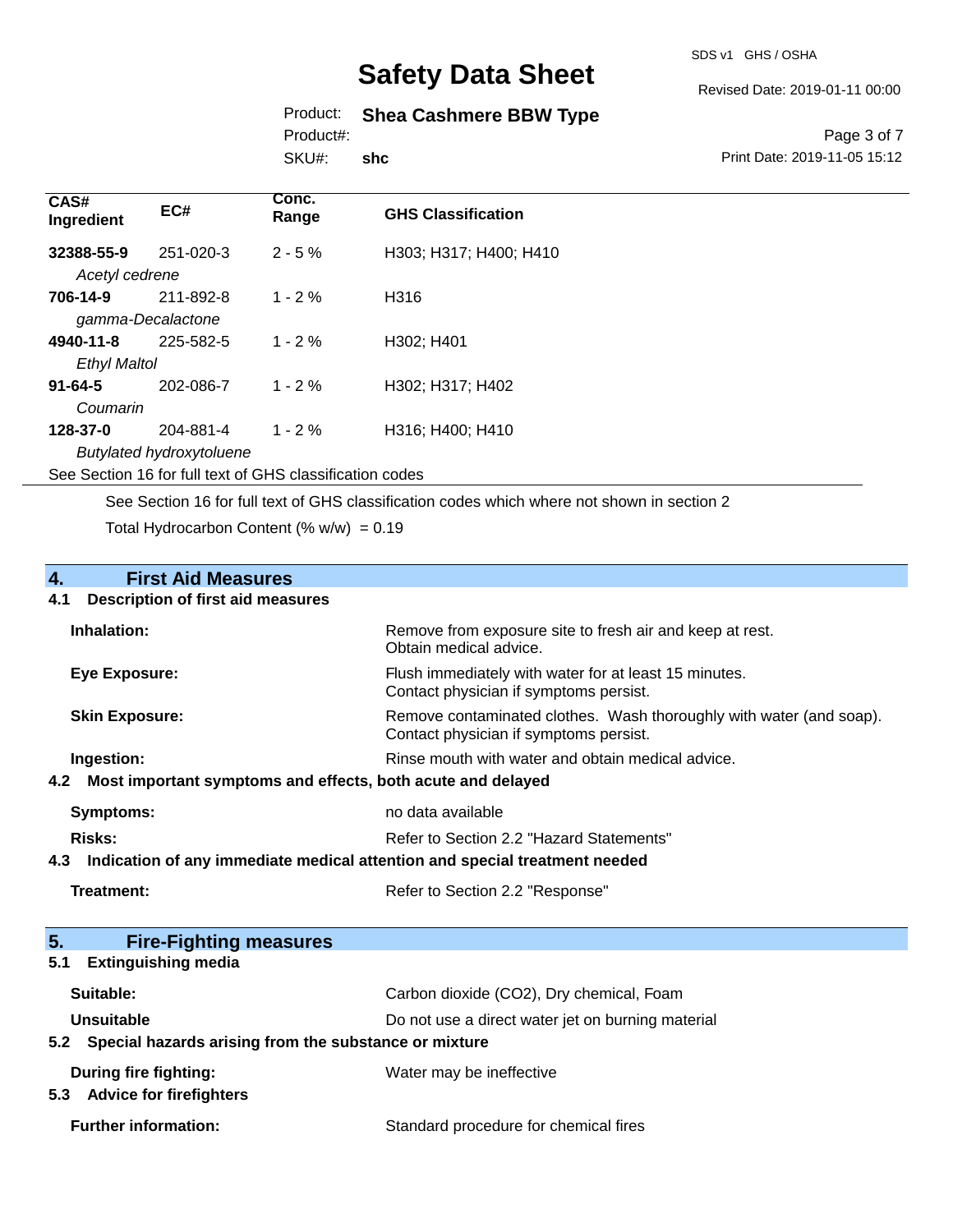| CAS# Ingredient | EC# | Conc. Range | GHS Classification |
|---|---|---|---|
| **32388-55-9** *Acetyl cedrene* | 251-020-3 | 2 - 5 % | H303; H317; H400; H410 |
| **706-14-9** *gamma-Decalactone* | 211-892-8 | 1 - 2 % | H316 |
| **4940-11-8** *Ethyl Maltol* | 225-582-5 | 1 - 2 % | H302; H401 |
| **91-64-5** *Coumarin* | 202-086-7 | 1 - 2 % | H302; H317; H402 |
| **128-37-0** *Butylated hydroxytoluene* | 204-881-4 | 1 - 2 % | H316; H400; H410 |

See Section 16 for full text of GHS classification codes

See Section 16 for full text of GHS classification codes which where not shown in section 2

Total Hydrocarbon Content (% w/w) = 0.19

## 4. First Aid Measures

### 4.1 Description of first aid measures

| | |
|---|---|
| **Inhalation:** | Remove from exposure site to fresh air and keep at rest. Obtain medical advice. |
| **Eye Exposure:** | Flush immediately with water for at least 15 minutes. Contact physician if symptoms persist. |
| **Skin Exposure:** | Remove contaminated clothes. Wash thoroughly with water (and soap). Contact physician if symptoms persist. |
| **Ingestion:** | Rinse mouth with water and obtain medical advice. |

### 4.2 Most important symptoms and effects, both acute and delayed

| | |
|---|---|
| **Symptoms:** | no data available |
| **Risks:** | Refer to Section 2.2 "Hazard Statements" |

### 4.3 Indication of any immediate medical attention and special treatment needed

| | |
|---|---|
| **Treatment:** | Refer to Section 2.2 "Response" |

## 5. Fire-Fighting measures

### 5.1 Extinguishing media

| | |
|---|---|
| **Suitable:** | Carbon dioxide ($CO_2$), Dry chemical, Foam |
| **Unsuitable** | Do not use a direct water jet on burning material |

### 5.2 Special hazards arising from the substance or mixture

| | |
|---|---|
| **During fire fighting:** | Water may be ineffective |

### 5.3 Advice for firefighters

| | |
|---|---|
| **Further information:** | Standard procedure for chemical fires |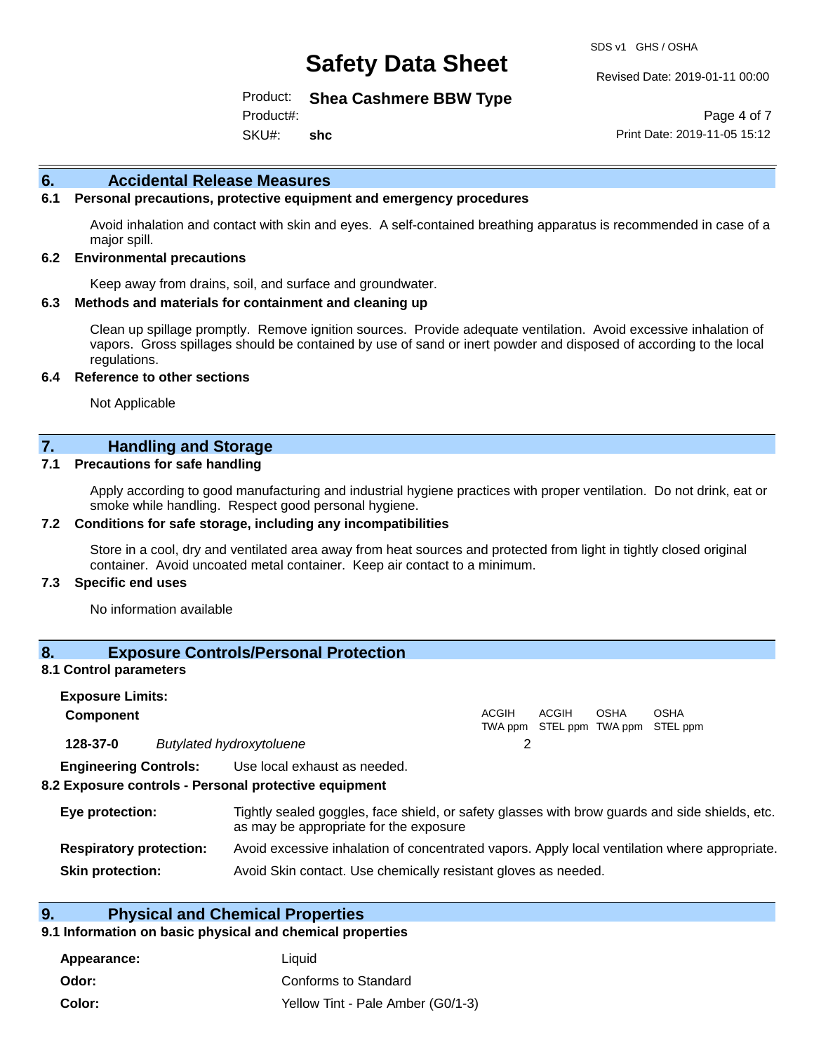## 6. Accidental Release Measures

### 6.1 Personal precautions, protective equipment and emergency procedures

Avoid inhalation and contact with skin and eyes. A self-contained breathing apparatus is recommended in case of a major spill.

### 6.2 Environmental precautions

Keep away from drains, soil, and surface and groundwater.

### 6.3 Methods and materials for containment and cleaning up

Clean up spillage promptly. Remove ignition sources. Provide adequate ventilation. Avoid excessive inhalation of vapors. Gross spillages should be contained by use of sand or inert powder and disposed of according to the local regulations.

### 6.4 Reference to other sections

Not Applicable

## 7. Handling and Storage

### 7.1 Precautions for safe handling

Apply according to good manufacturing and industrial hygiene practices with proper ventilation. Do not drink, eat or smoke while handling. Respect good personal hygiene.

### 7.2 Conditions for safe storage, including any incompatibilities

Store in a cool, dry and ventilated area away from heat sources and protected from light in tightly closed original container. Avoid uncoated metal container. Keep air contact to a minimum.

### 7.3 Specific end uses

No information available

## 8. Exposure Controls/Personal Protection

### 8.1 Control parameters

**Exposure Limits:**

| Component | | ACGIH TWA ppm | ACGIH STEL ppm | OSHA TWA ppm | OSHA STEL ppm |
|---|---|---|---|---|---|
| **128-37-0** | *Butylated hydroxytoluene* | 2 | | | |

**Engineering Controls:** Use local exhaust as needed.

### 8.2 Exposure controls - Personal protective equipment

**Eye protection:** Tightly sealed goggles, face shield, or safety glasses with brow guards and side shields, etc. as may be appropriate for the exposure

**Respiratory protection:** Avoid excessive inhalation of concentrated vapors. Apply local ventilation where appropriate.

**Skin protection:** Avoid Skin contact. Use chemically resistant gloves as needed.

## 9. Physical and Chemical Properties

### 9.1 Information on basic physical and chemical properties

**Appearance:** Liquid

**Odor:** Conforms to Standard

**Color:** Yellow Tint - Pale Amber (G0/1-3)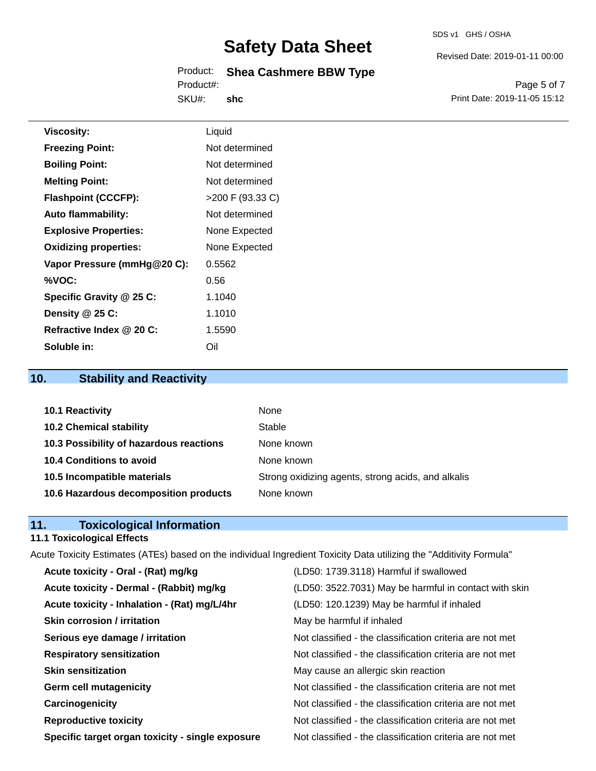| | |
|---|---|
| **Viscosity:** | Liquid |
| **Freezing Point:** | Not determined |
| **Boiling Point:** | Not determined |
| **Melting Point:** | Not determined |
| **Flashpoint (CCCFP):** | >200 F (93.33 C) |
| **Auto flammability:** | Not determined |
| **Explosive Properties:** | None Expected |
| **Oxidizing properties:** | None Expected |
| **Vapor Pressure (mmHg@20 C):** | 0.5562 |
| **%VOC:** | 0.56 |
| **Specific Gravity @ 25 C:** | 1.1040 |
| **Density @ 25 C:** | 1.1010 |
| **Refractive Index @ 20 C:** | 1.5590 |
| **Soluble in:** | Oil |

## 10. Stability and Reactivity

| | |
|---|---|
| **10.1 Reactivity** | None |
| **10.2 Chemical stability** | Stable |
| **10.3 Possibility of hazardous reactions** | None known |
| **10.4 Conditions to avoid** | None known |
| **10.5 Incompatible materials** | Strong oxidizing agents, strong acids, and alkalis |
| **10.6 Hazardous decomposition products** | None known |

## 11. Toxicological Information

### 11.1 Toxicological Effects

Acute Toxicity Estimates (ATEs) based on the individual Ingredient Toxicity Data utilizing the "Additivity Formula"

| | |
|---|---|
| **Acute toxicity - Oral - (Rat) mg/kg** | (LD50: 1739.3118) Harmful if swallowed |
| **Acute toxicity - Dermal - (Rabbit) mg/kg** | (LD50: 3522.7031) May be harmful in contact with skin |
| **Acute toxicity - Inhalation - (Rat) mg/L/4hr** | (LD50: 120.1239) May be harmful if inhaled |
| **Skin corrosion / irritation** | May be harmful if inhaled |
| **Serious eye damage / irritation** | Not classified - the classification criteria are not met |
| **Respiratory sensitization** | Not classified - the classification criteria are not met |
| **Skin sensitization** | May cause an allergic skin reaction |
| **Germ cell mutagenicity** | Not classified - the classification criteria are not met |
| **Carcinogenicity** | Not classified - the classification criteria are not met |
| **Reproductive toxicity** | Not classified - the classification criteria are not met |
| **Specific target organ toxicity - single exposure** | Not classified - the classification criteria are not met |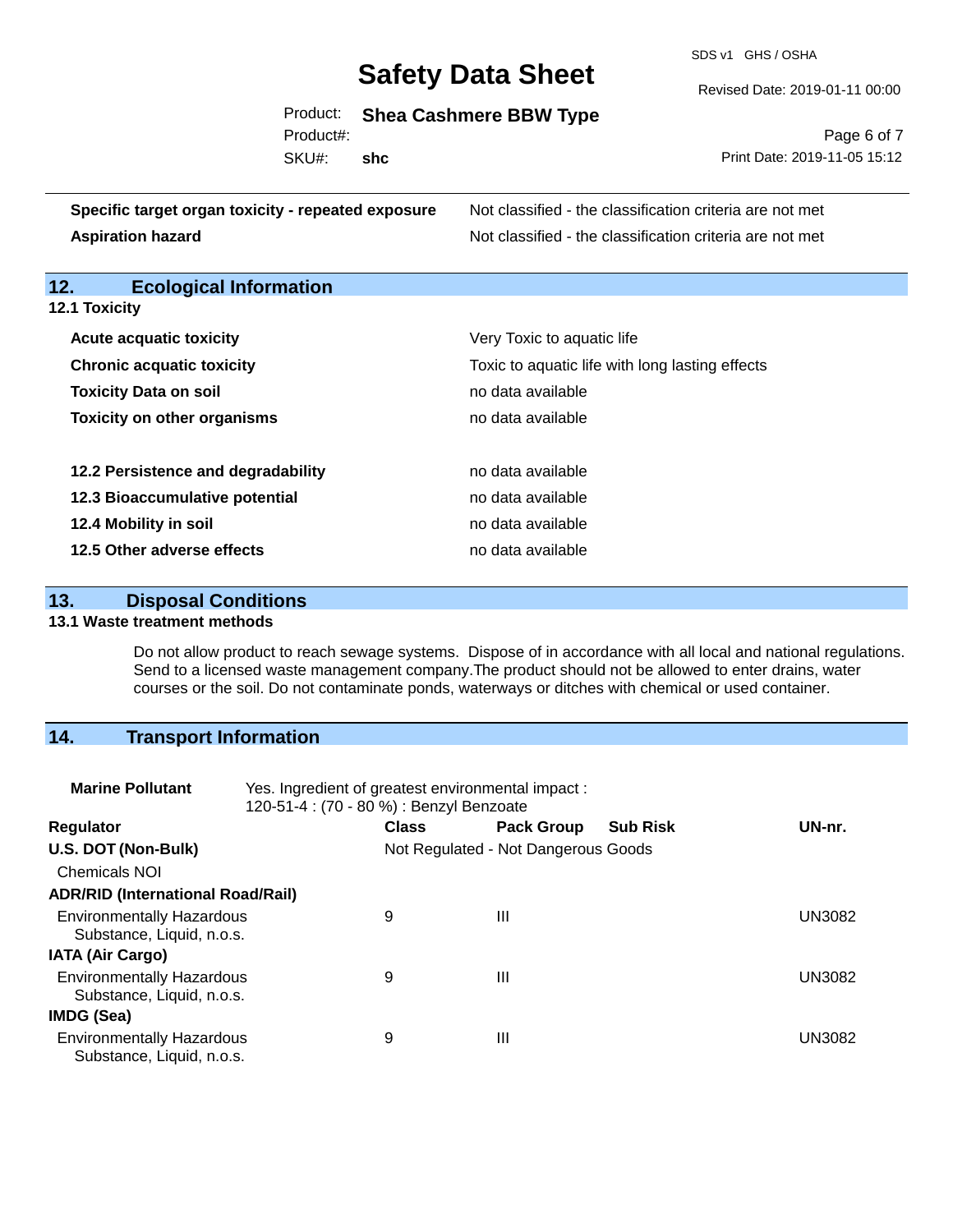| | |
|---|---|
| **Specific target organ toxicity - repeated exposure** | Not classified - the classification criteria are not met |
| **Aspiration hazard** | Not classified - the classification criteria are not met |

## 12. Ecological Information

**12.1 Toxicity**

| | |
|---|---|
| **Acute acquatic toxicity** | Very Toxic to aquatic life |
| **Chronic acquatic toxicity** | Toxic to aquatic life with long lasting effects |
| **Toxicity Data on soil** | no data available |
| **Toxicity on other organisms** | no data available |

| | |
|---|---|
| **12.2 Persistence and degradability** | no data available |
| **12.3 Bioaccumulative potential** | no data available |
| **12.4 Mobility in soil** | no data available |
| **12.5 Other adverse effects** | no data available |

## 13. Disposal Conditions

**13.1 Waste treatment methods**

Do not allow product to reach sewage systems. Dispose of in accordance with all local and national regulations. Send to a licensed waste management company.The product should not be allowed to enter drains, water courses or the soil. Do not contaminate ponds, waterways or ditches with chemical or used container.

## 14. Transport Information

**Marine Pollutant** Yes. Ingredient of greatest environmental impact :
120-51-4 : (70 - 80 %) : Benzyl Benzoate

| Regulator | Class | Pack Group | Sub Risk | UN-nr. |
|---|---|---|---|---|
| **U.S. DOT (Non-Bulk)** | Not Regulated - Not Dangerous Goods | | | |
| Chemicals NOI | | | | |
| **ADR/RID (International Road/Rail)** | | | | |
| Environmentally Hazardous Substance, Liquid, n.o.s. | 9 | III | | UN3082 |
| **IATA (Air Cargo)** | | | | |
| Environmentally Hazardous Substance, Liquid, n.o.s. | 9 | III | | UN3082 |
| **IMDG (Sea)** | | | | |
| Environmentally Hazardous Substance, Liquid, n.o.s. | 9 | III | | UN3082 |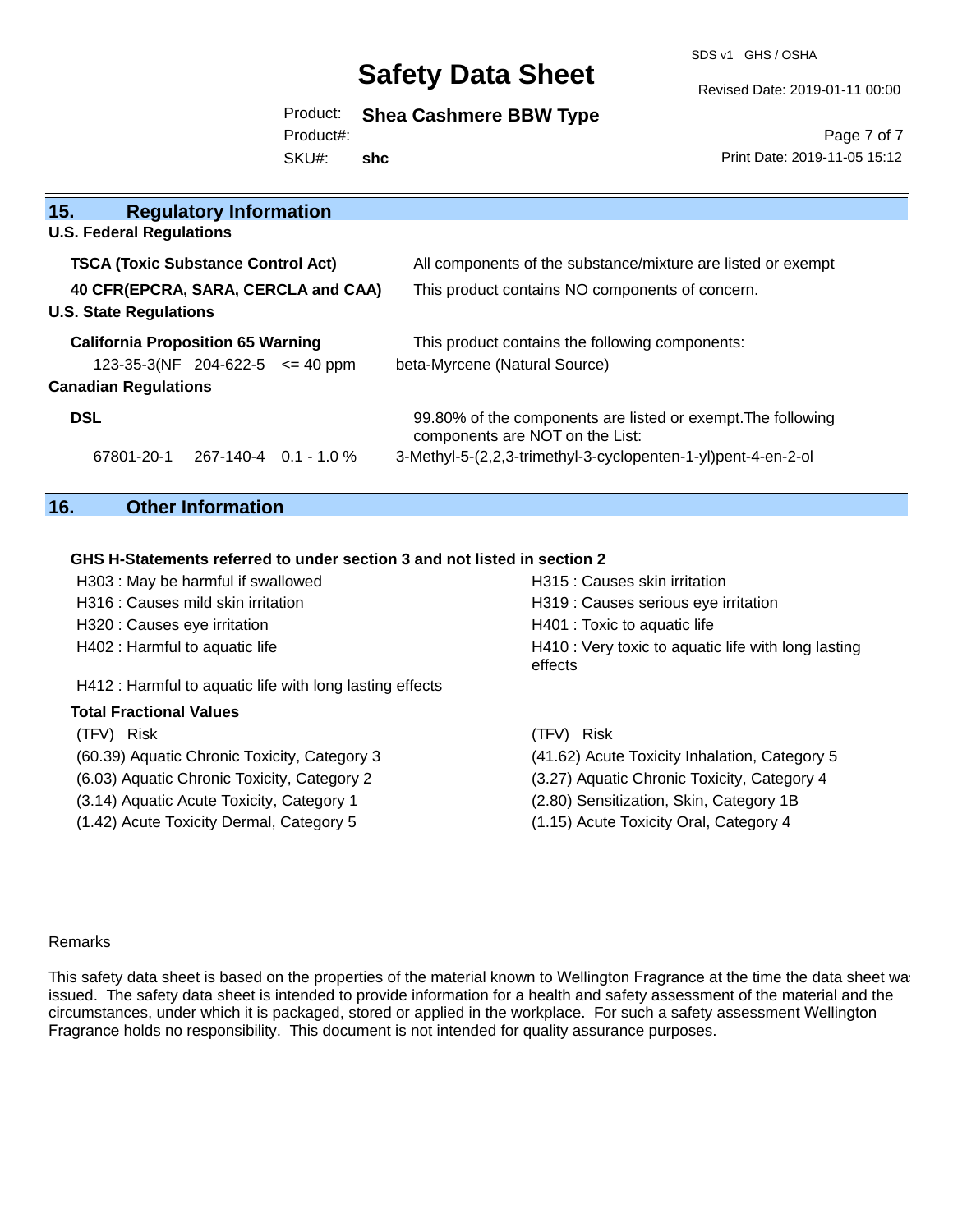## 15. Regulatory Information

**U.S. Federal Regulations**

| | |
|---|---|
| **TSCA (Toxic Substance Control Act)** | All components of the substance/mixture are listed or exempt |
| **40 CFR(EPCRA, SARA, CERCLA and CAA)** | This product contains NO components of concern. |

**U.S. State Regulations**

**California Proposition 65 Warning** — This product contains the following components:

| | | | |
|---|---|---|---|
| 123-35-3(NF | 204-622-5 | <= 40 ppm | beta-Myrcene (Natural Source) |

**Canadian Regulations**

**DSL** — 99.80% of the components are listed or exempt.The following components are NOT on the List:

| | | | |
|---|---|---|---|
| 67801-20-1 | 267-140-4 | 0.1 - 1.0 % | 3-Methyl-5-(2,2,3-trimethyl-3-cyclopenten-1-yl)pent-4-en-2-ol |

## 16. Other Information

**GHS H-Statements referred to under section 3 and not listed in section 2**

- H303 : May be harmful if swallowed
- H315 : Causes skin irritation
- H316 : Causes mild skin irritation
- H319 : Causes serious eye irritation
- H320 : Causes eye irritation
- H401 : Toxic to aquatic life
- H402 : Harmful to aquatic life
- H410 : Very toxic to aquatic life with long lasting effects
- H412 : Harmful to aquatic life with long lasting effects

**Total Fractional Values**

| (TFV) Risk | (TFV) Risk |
|---|---|
| (60.39) Aquatic Chronic Toxicity, Category 3 | (41.62) Acute Toxicity Inhalation, Category 5 |
| (6.03) Aquatic Chronic Toxicity, Category 2 | (3.27) Aquatic Chronic Toxicity, Category 4 |
| (3.14) Aquatic Acute Toxicity, Category 1 | (2.80) Sensitization, Skin, Category 1B |
| (1.42) Acute Toxicity Dermal, Category 5 | (1.15) Acute Toxicity Oral, Category 4 |

Remarks

This safety data sheet is based on the properties of the material known to Wellington Fragrance at the time the data sheet was issued. The safety data sheet is intended to provide information for a health and safety assessment of the material and the circumstances, under which it is packaged, stored or applied in the workplace. For such a safety assessment Wellington Fragrance holds no responsibility. This document is not intended for quality assurance purposes.